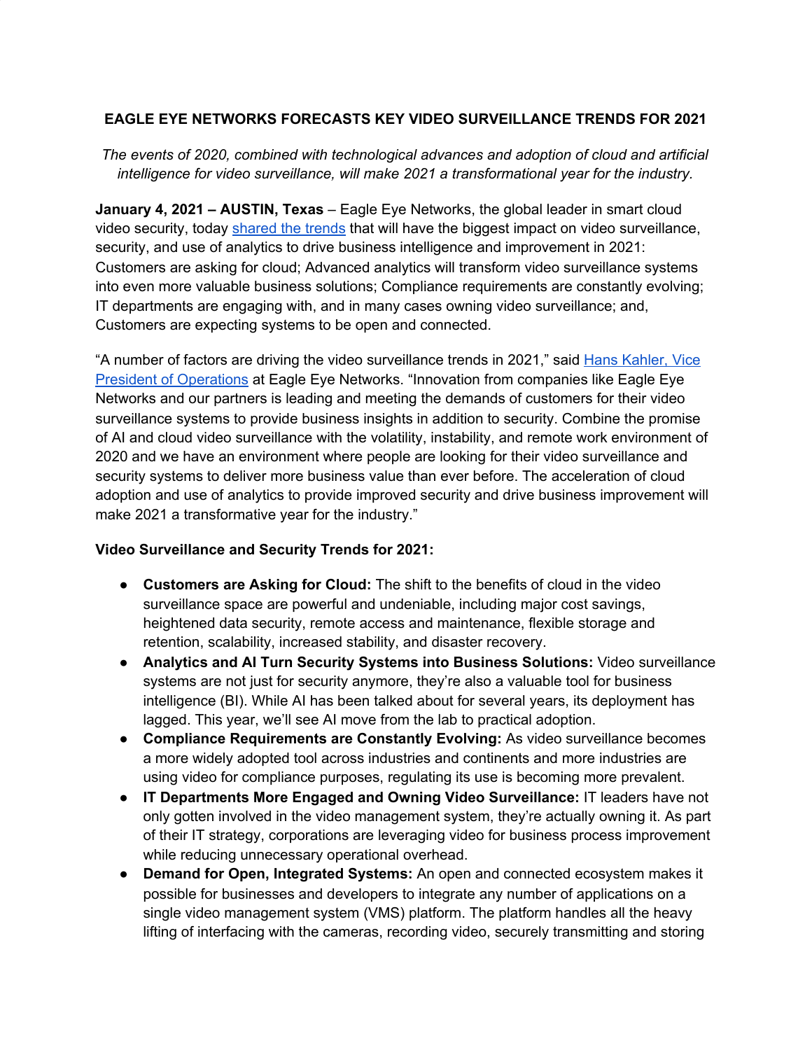# EAGLE EYE NETWORKS FORECASTS KEY VIDEO SURVEILLANCE TRENDS FOR 2021

*The events of 2020, combined with technological advances and adoption of cloud and artificial intelligence for video surveillance, will make 2021 a transformational year for the industry.*

**January 4, 2021 – AUSTIN, Texas** – Eagle Eye Networks, the global leader in smart cloud video security, today shared the trends that will have the biggest impact on video surveillance, security, and use of analytics to drive business intelligence and improvement in 2021: Customers are asking for cloud; Advanced analytics will transform video surveillance systems into even more valuable business solutions; Compliance requirements are constantly evolving; IT departments are engaging with, and in many cases owning video surveillance; and, Customers are expecting systems to be open and connected.

"A number of factors are driving the video surveillance trends in 2021," said Hans Kahler, Vice President of Operations at Eagle Eye Networks. "Innovation from companies like Eagle Eye Networks and our partners is leading and meeting the demands of customers for their video surveillance systems to provide business insights in addition to security. Combine the promise of AI and cloud video surveillance with the volatility, instability, and remote work environment of 2020 and we have an environment where people are looking for their video surveillance and security systems to deliver more business value than ever before. The acceleration of cloud adoption and use of analytics to provide improved security and drive business improvement will make 2021 a transformative year for the industry."

**Video Surveillance and Security Trends for 2021:**

- **Customers are Asking for Cloud:** The shift to the benefits of cloud in the video surveillance space are powerful and undeniable, including major cost savings, heightened data security, remote access and maintenance, flexible storage and retention, scalability, increased stability, and disaster recovery.
- **Analytics and AI Turn Security Systems into Business Solutions:** Video surveillance systems are not just for security anymore, they're also a valuable tool for business intelligence (BI). While AI has been talked about for several years, its deployment has lagged. This year, we'll see AI move from the lab to practical adoption.
- **Compliance Requirements are Constantly Evolving:** As video surveillance becomes a more widely adopted tool across industries and continents and more industries are using video for compliance purposes, regulating its use is becoming more prevalent.
- **IT Departments More Engaged and Owning Video Surveillance:** IT leaders have not only gotten involved in the video management system, they're actually owning it. As part of their IT strategy, corporations are leveraging video for business process improvement while reducing unnecessary operational overhead.
- **Demand for Open, Integrated Systems:** An open and connected ecosystem makes it possible for businesses and developers to integrate any number of applications on a single video management system (VMS) platform. The platform handles all the heavy lifting of interfacing with the cameras, recording video, securely transmitting and storing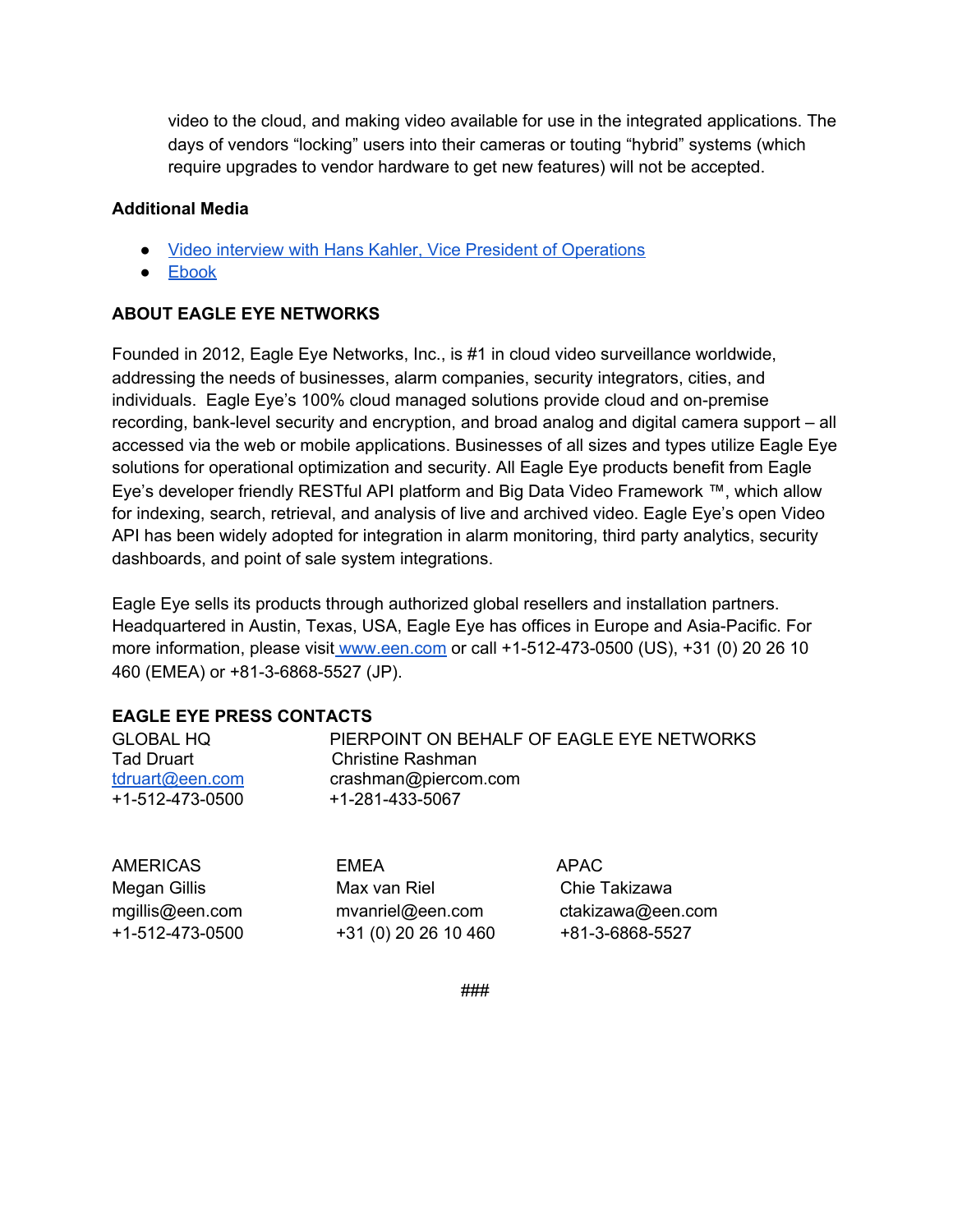video to the cloud, and making video available for use in the integrated applications. The days of vendors "locking" users into their cameras or touting "hybrid" systems (which require upgrades to vendor hardware to get new features) will not be accepted.

**Additional Media**

- Video interview with Hans Kahler, Vice President of Operations
- Ebook

**ABOUT EAGLE EYE NETWORKS**

Founded in 2012, Eagle Eye Networks, Inc., is #1 in cloud video surveillance worldwide, addressing the needs of businesses, alarm companies, security integrators, cities, and individuals. Eagle Eye's 100% cloud managed solutions provide cloud and on-premise recording, bank-level security and encryption, and broad analog and digital camera support – all accessed via the web or mobile applications. Businesses of all sizes and types utilize Eagle Eye solutions for operational optimization and security. All Eagle Eye products benefit from Eagle Eye's developer friendly RESTful API platform and Big Data Video Framework ™, which allow for indexing, search, retrieval, and analysis of live and archived video. Eagle Eye's open Video API has been widely adopted for integration in alarm monitoring, third party analytics, security dashboards, and point of sale system integrations.

Eagle Eye sells its products through authorized global resellers and installation partners. Headquartered in Austin, Texas, USA, Eagle Eye has offices in Europe and Asia-Pacific. For more information, please visit www.een.com or call +1-512-473-0500 (US), +31 (0) 20 26 10 460 (EMEA) or +81-3-6868-5527 (JP).

**EAGLE EYE PRESS CONTACTS**

GLOBAL HQ
Tad Druart
tdruart@een.com
+1-512-473-0500

PIERPOINT ON BEHALF OF EAGLE EYE NETWORKS
Christine Rashman
crashman@piercom.com
+1-281-433-5067

AMERICAS
Megan Gillis
mgillis@een.com
+1-512-473-0500

EMEA
Max van Riel
mvanriel@een.com
+31 (0) 20 26 10 460

APAC
Chie Takizawa
ctakizawa@een.com
+81-3-6868-5527

###